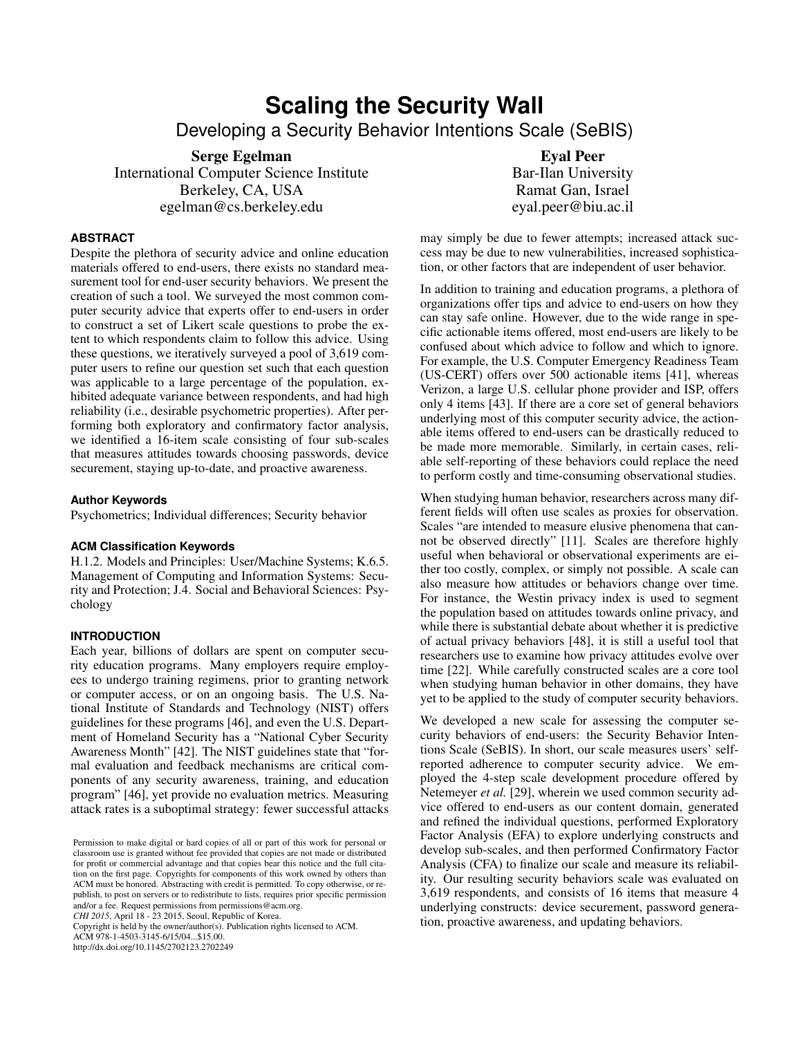# Scaling the Security Wall

## Developing a Security Behavior Intentions Scale (SeBIS)

**Serge Egelman**
International Computer Science Institute
Berkeley, CA, USA
egelman@cs.berkeley.edu

**Eyal Peer**
Bar-Ilan University
Ramat Gan, Israel
eyal.peer@biu.ac.il

### ABSTRACT

Despite the plethora of security advice and online education materials offered to end-users, there exists no standard measurement tool for end-user security behaviors. We present the creation of such a tool. We surveyed the most common computer security advice that experts offer to end-users in order to construct a set of Likert scale questions to probe the extent to which respondents claim to follow this advice. Using these questions, we iteratively surveyed a pool of 3,619 computer users to refine our question set such that each question was applicable to a large percentage of the population, exhibited adequate variance between respondents, and had high reliability (i.e., desirable psychometric properties). After performing both exploratory and confirmatory factor analysis, we identified a 16-item scale consisting of four sub-scales that measures attitudes towards choosing passwords, device securement, staying up-to-date, and proactive awareness.

#### Author Keywords

Psychometrics; Individual differences; Security behavior

#### ACM Classification Keywords

H.1.2. Models and Principles: User/Machine Systems; K.6.5. Management of Computing and Information Systems: Security and Protection; J.4. Social and Behavioral Sciences: Psychology

### INTRODUCTION

Each year, billions of dollars are spent on computer security education programs. Many employers require employees to undergo training regimens, prior to granting network or computer access, or on an ongoing basis. The U.S. National Institute of Standards and Technology (NIST) offers guidelines for these programs [46], and even the U.S. Department of Homeland Security has a "National Cyber Security Awareness Month" [42]. The NIST guidelines state that "formal evaluation and feedback mechanisms are critical components of any security awareness, training, and education program" [46], yet provide no evaluation metrics. Measuring attack rates is a suboptimal strategy: fewer successful attacks may simply be due to fewer attempts; increased attack success may be due to new vulnerabilities, increased sophistication, or other factors that are independent of user behavior.

In addition to training and education programs, a plethora of organizations offer tips and advice to end-users on how they can stay safe online. However, due to the wide range in specific actionable items offered, most end-users are likely to be confused about which advice to follow and which to ignore. For example, the U.S. Computer Emergency Readiness Team (US-CERT) offers over 500 actionable items [41], whereas Verizon, a large U.S. cellular phone provider and ISP, offers only 4 items [43]. If there are a core set of general behaviors underlying most of this computer security advice, the actionable items offered to end-users can be drastically reduced to be made more memorable. Similarly, in certain cases, reliable self-reporting of these behaviors could replace the need to perform costly and time-consuming observational studies.

When studying human behavior, researchers across many different fields will often use scales as proxies for observation. Scales "are intended to measure elusive phenomena that cannot be observed directly" [11]. Scales are therefore highly useful when behavioral or observational experiments are either too costly, complex, or simply not possible. A scale can also measure how attitudes or behaviors change over time. For instance, the Westin privacy index is used to segment the population based on attitudes towards online privacy, and while there is substantial debate about whether it is predictive of actual privacy behaviors [48], it is still a useful tool that researchers use to examine how privacy attitudes evolve over time [22]. While carefully constructed scales are a core tool when studying human behavior in other domains, they have yet to be applied to the study of computer security behaviors.

We developed a new scale for assessing the computer security behaviors of end-users: the Security Behavior Intentions Scale (SeBIS). In short, our scale measures users' self-reported adherence to computer security advice. We employed the 4-step scale development procedure offered by Netemeyer *et al.* [29], wherein we used common security advice offered to end-users as our content domain, generated and refined the individual questions, performed Exploratory Factor Analysis (EFA) to explore underlying constructs and develop sub-scales, and then performed Confirmatory Factor Analysis (CFA) to finalize our scale and measure its reliability. Our resulting security behaviors scale was evaluated on 3,619 respondents, and consists of 16 items that measure 4 underlying constructs: device securement, password generation, proactive awareness, and updating behaviors.

Permission to make digital or hard copies of all or part of this work for personal or classroom use is granted without fee provided that copies are not made or distributed for profit or commercial advantage and that copies bear this notice and the full citation on the first page. Copyrights for components of this work owned by others than ACM must be honored. Abstracting with credit is permitted. To copy otherwise, or republish, to post on servers or to redistribute to lists, requires prior specific permission and/or a fee. Request permissions from permissions@acm.org.
*CHI 2015*, April 18 - 23 2015, Seoul, Republic of Korea.
Copyright is held by the owner/author(s). Publication rights licensed to ACM.
ACM 978-1-4503-3145-6/15/04...$15.00.
http://dx.doi.org/10.1145/2702123.2702249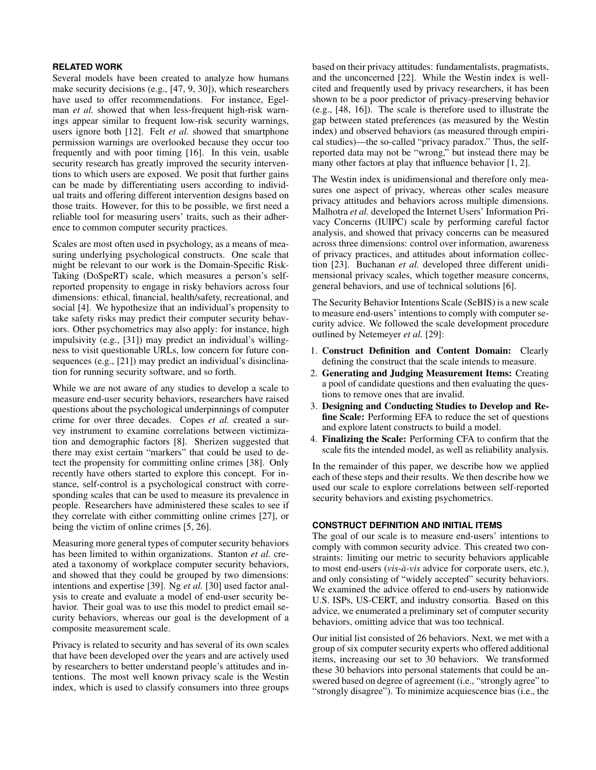## RELATED WORK

Several models have been created to analyze how humans make security decisions (e.g., [47, 9, 30]), which researchers have used to offer recommendations. For instance, Egelman *et al.* showed that when less-frequent high-risk warnings appear similar to frequent low-risk security warnings, users ignore both [12]. Felt *et al.* showed that smartphone permission warnings are overlooked because they occur too frequently and with poor timing [16]. In this vein, usable security research has greatly improved the security interventions to which users are exposed. We posit that further gains can be made by differentiating users according to individual traits and offering different intervention designs based on those traits. However, for this to be possible, we first need a reliable tool for measuring users' traits, such as their adherence to common computer security practices.

Scales are most often used in psychology, as a means of measuring underlying psychological constructs. One scale that might be relevant to our work is the Domain-Specific Risk-Taking (DoSpeRT) scale, which measures a person's self-reported propensity to engage in risky behaviors across four dimensions: ethical, financial, health/safety, recreational, and social [4]. We hypothesize that an individual's propensity to take safety risks may predict their computer security behaviors. Other psychometrics may also apply: for instance, high impulsivity (e.g., [31]) may predict an individual's willingness to visit questionable URLs, low concern for future consequences (e.g., [21]) may predict an individual's disinclination for running security software, and so forth.

While we are not aware of any studies to develop a scale to measure end-user security behaviors, researchers have raised questions about the psychological underpinnings of computer crime for over three decades. Copes *et al.* created a survey instrument to examine correlations between victimization and demographic factors [8]. Sherizen suggested that there may exist certain "markers" that could be used to detect the propensity for committing online crimes [38]. Only recently have others started to explore this concept. For instance, self-control is a psychological construct with corresponding scales that can be used to measure its prevalence in people. Researchers have administered these scales to see if they correlate with either committing online crimes [27], or being the victim of online crimes [5, 26].

Measuring more general types of computer security behaviors has been limited to within organizations. Stanton *et al.* created a taxonomy of workplace computer security behaviors, and showed that they could be grouped by two dimensions: intentions and expertise [39]. Ng *et al.* [30] used factor analysis to create and evaluate a model of end-user security behavior. Their goal was to use this model to predict email security behaviors, whereas our goal is the development of a composite measurement scale.

Privacy is related to security and has several of its own scales that have been developed over the years and are actively used by researchers to better understand people's attitudes and intentions. The most well known privacy scale is the Westin index, which is used to classify consumers into three groups based on their privacy attitudes: fundamentalists, pragmatists, and the unconcerned [22]. While the Westin index is well-cited and frequently used by privacy researchers, it has been shown to be a poor predictor of privacy-preserving behavior (e.g., [48, 16]). The scale is therefore used to illustrate the gap between stated preferences (as measured by the Westin index) and observed behaviors (as measured through empirical studies)—the so-called "privacy paradox." Thus, the self-reported data may not be "wrong," but instead there may be many other factors at play that influence behavior [1, 2].

The Westin index is unidimensional and therefore only measures one aspect of privacy, whereas other scales measure privacy attitudes and behaviors across multiple dimensions. Malhotra *et al.* developed the Internet Users' Information Privacy Concerns (IUIPC) scale by performing careful factor analysis, and showed that privacy concerns can be measured across three dimensions: control over information, awareness of privacy practices, and attitudes about information collection [23]. Buchanan *et al.* developed three different unidimensional privacy scales, which together measure concerns, general behaviors, and use of technical solutions [6].

The Security Behavior Intentions Scale (SeBIS) is a new scale to measure end-users' intentions to comply with computer security advice. We followed the scale development procedure outlined by Netemeyer *et al.* [29]:

1. **Construct Definition and Content Domain:** Clearly defining the construct that the scale intends to measure.
2. **Generating and Judging Measurement Items:** Creating a pool of candidate questions and then evaluating the questions to remove ones that are invalid.
3. **Designing and Conducting Studies to Develop and Refine Scale:** Performing EFA to reduce the set of questions and explore latent constructs to build a model.
4. **Finalizing the Scale:** Performing CFA to confirm that the scale fits the intended model, as well as reliability analysis.

In the remainder of this paper, we describe how we applied each of these steps and their results. We then describe how we used our scale to explore correlations between self-reported security behaviors and existing psychometrics.

## CONSTRUCT DEFINITION AND INITIAL ITEMS

The goal of our scale is to measure end-users' intentions to comply with common security advice. This created two constraints: limiting our metric to security behaviors applicable to most end-users (*vis-à-vis* advice for corporate users, etc.), and only consisting of "widely accepted" security behaviors. We examined the advice offered to end-users by nationwide U.S. ISPs, US-CERT, and industry consortia. Based on this advice, we enumerated a preliminary set of computer security behaviors, omitting advice that was too technical.

Our initial list consisted of 26 behaviors. Next, we met with a group of six computer security experts who offered additional items, increasing our set to 30 behaviors. We transformed these 30 behaviors into personal statements that could be answered based on degree of agreement (i.e., "strongly agree" to "strongly disagree"). To minimize acquiescence bias (i.e., the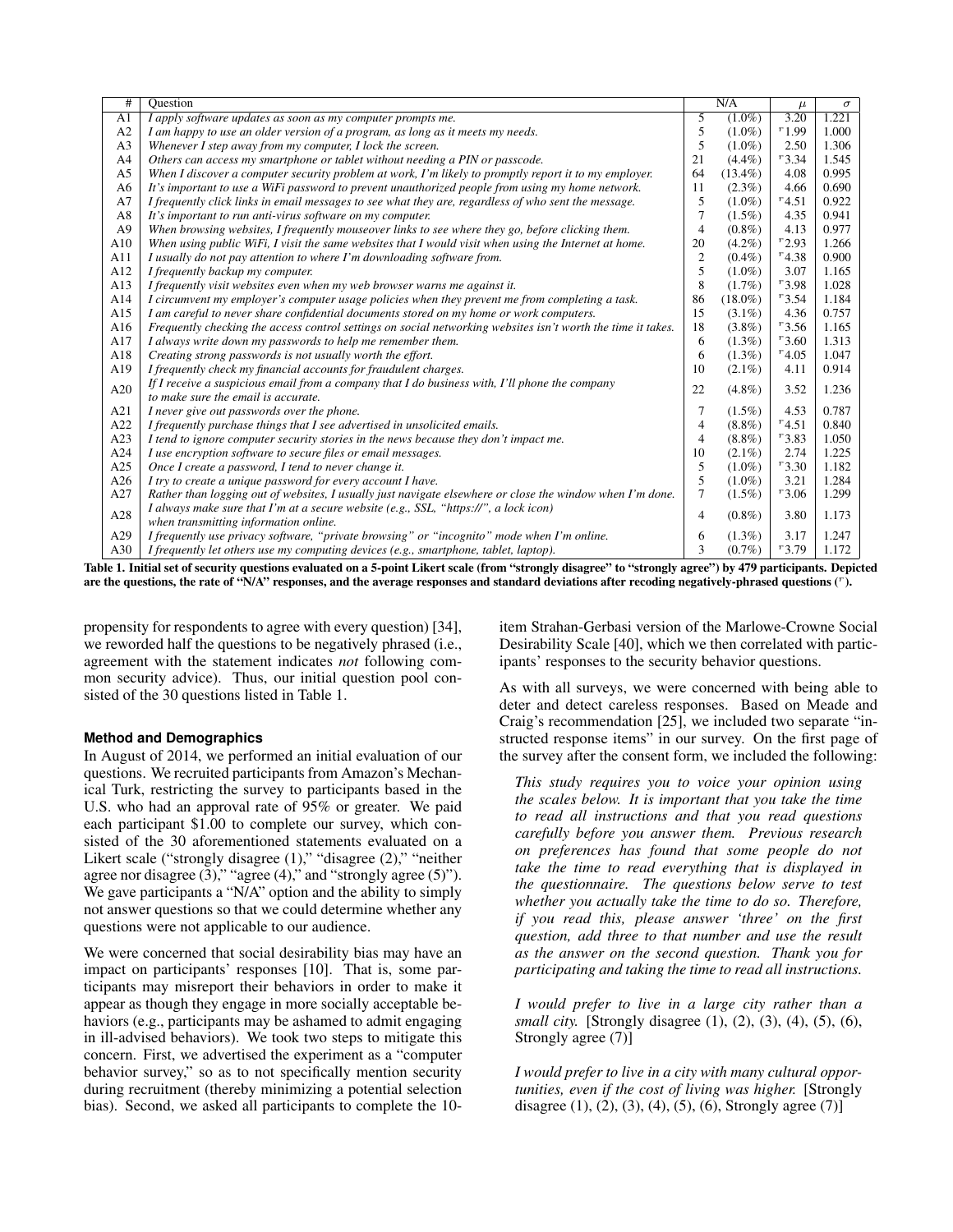| # | Question | N/A | | $\mu$ | $\sigma$ |
|---|---|---|---|---|---|
| A1 | *I apply software updates as soon as my computer prompts me.* | 5 | (1.0%) | 3.20 | 1.221 |
| A2 | *I am happy to use an older version of a program, as long as it meets my needs.* | 5 | (1.0%) | $^r$1.99 | 1.000 |
| A3 | *Whenever I step away from my computer, I lock the screen.* | 5 | (1.0%) | 2.50 | 1.306 |
| A4 | *Others can access my smartphone or tablet without needing a PIN or passcode.* | 21 | (4.4%) | $^r$3.34 | 1.545 |
| A5 | *When I discover a computer security problem at work, I'm likely to promptly report it to my employer.* | 64 | (13.4%) | 4.08 | 0.995 |
| A6 | *It's important to use a WiFi password to prevent unauthorized people from using my home network.* | 11 | (2.3%) | 4.66 | 0.690 |
| A7 | *I frequently click links in email messages to see what they are, regardless of who sent the message.* | 5 | (1.0%) | $^r$4.51 | 0.922 |
| A8 | *It's important to run anti-virus software on my computer.* | 7 | (1.5%) | 4.35 | 0.941 |
| A9 | *When browsing websites, I frequently mouseover links to see where they go, before clicking them.* | 4 | (0.8%) | 4.13 | 0.977 |
| A10 | *When using public WiFi, I visit the same websites that I would visit when using the Internet at home.* | 20 | (4.2%) | $^r$2.93 | 1.266 |
| A11 | *I usually do not pay attention to where I'm downloading software from.* | 2 | (0.4%) | $^r$4.38 | 0.900 |
| A12 | *I frequently backup my computer.* | 5 | (1.0%) | 3.07 | 1.165 |
| A13 | *I frequently visit websites even when my web browser warns me against it.* | 8 | (1.7%) | $^r$3.98 | 1.028 |
| A14 | *I circumvent my employer's computer usage policies when they prevent me from completing a task.* | 86 | (18.0%) | $^r$3.54 | 1.184 |
| A15 | *I am careful to never share confidential documents stored on my home or work computers.* | 15 | (3.1%) | 4.36 | 0.757 |
| A16 | *Frequently checking the access control settings on social networking websites isn't worth the time it takes.* | 18 | (3.8%) | $^r$3.56 | 1.165 |
| A17 | *I always write down my passwords to help me remember them.* | 6 | (1.3%) | $^r$3.60 | 1.313 |
| A18 | *Creating strong passwords is not usually worth the effort.* | 6 | (1.3%) | $^r$4.05 | 1.047 |
| A19 | *I frequently check my financial accounts for fraudulent charges.* | 10 | (2.1%) | 4.11 | 0.914 |
| A20 | *If I receive a suspicious email from a company that I do business with, I'll phone the company to make sure the email is accurate.* | 22 | (4.8%) | 3.52 | 1.236 |
| A21 | *I never give out passwords over the phone.* | 7 | (1.5%) | 4.53 | 0.787 |
| A22 | *I frequently purchase things that I see advertised in unsolicited emails.* | 4 | (8.8%) | $^r$4.51 | 0.840 |
| A23 | *I tend to ignore computer security stories in the news because they don't impact me.* | 4 | (8.8%) | $^r$3.83 | 1.050 |
| A24 | *I use encryption software to secure files or email messages.* | 10 | (2.1%) | 2.74 | 1.225 |
| A25 | *Once I create a password, I tend to never change it.* | 5 | (1.0%) | $^r$3.30 | 1.182 |
| A26 | *I try to create a unique password for every account I have.* | 5 | (1.0%) | 3.21 | 1.284 |
| A27 | *Rather than logging out of websites, I usually just navigate elsewhere or close the window when I'm done.* | 7 | (1.5%) | $^r$3.06 | 1.299 |
| A28 | *I always make sure that I'm at a secure website (e.g., SSL, "https://", a lock icon) when transmitting information online.* | 4 | (0.8%) | 3.80 | 1.173 |
| A29 | *I frequently use privacy software, "private browsing" or "incognito" mode when I'm online.* | 6 | (1.3%) | 3.17 | 1.247 |
| A30 | *I frequently let others use my computing devices (e.g., smartphone, tablet, laptop).* | 3 | (0.7%) | $^r$3.79 | 1.172 |

**Table 1. Initial set of security questions evaluated on a 5-point Likert scale (from "strongly disagree" to "strongly agree") by 479 participants. Depicted are the questions, the rate of "N/A" responses, and the average responses and standard deviations after recoding negatively-phrased questions ($^r$).**

propensity for respondents to agree with every question) [34], we reworded half the questions to be negatively phrased (i.e., agreement with the statement indicates *not* following common security advice). Thus, our initial question pool consisted of the 30 questions listed in Table 1.

### Method and Demographics

In August of 2014, we performed an initial evaluation of our questions. We recruited participants from Amazon's Mechanical Turk, restricting the survey to participants based in the U.S. who had an approval rate of 95% or greater. We paid each participant $1.00 to complete our survey, which consisted of the 30 aforementioned statements evaluated on a Likert scale ("strongly disagree (1)," "disagree (2)," "neither agree nor disagree (3)," "agree (4)," and "strongly agree (5)"). We gave participants a "N/A" option and the ability to simply not answer questions so that we could determine whether any questions were not applicable to our audience.

We were concerned that social desirability bias may have an impact on participants' responses [10]. That is, some participants may misreport their behaviors in order to make it appear as though they engage in more socially acceptable behaviors (e.g., participants may be ashamed to admit engaging in ill-advised behaviors). We took two steps to mitigate this concern. First, we advertised the experiment as a "computer behavior survey," so as to not specifically mention security during recruitment (thereby minimizing a potential selection bias). Second, we asked all participants to complete the 10-item Strahan-Gerbasi version of the Marlowe-Crowne Social Desirability Scale [40], which we then correlated with participants' responses to the security behavior questions.

As with all surveys, we were concerned with being able to deter and detect careless responses. Based on Meade and Craig's recommendation [25], we included two separate "instructed response items" in our survey. On the first page of the survey after the consent form, we included the following:

> *This study requires you to voice your opinion using the scales below. It is important that you take the time to read all instructions and that you read questions carefully before you answer them. Previous research on preferences has found that some people do not take the time to read everything that is displayed in the questionnaire. The questions below serve to test whether you actually take the time to do so. Therefore, if you read this, please answer 'three' on the first question, add three to that number and use the result as the answer on the second question. Thank you for participating and taking the time to read all instructions.*
>
> *I would prefer to live in a large city rather than a small city.* [Strongly disagree (1), (2), (3), (4), (5), (6), Strongly agree (7)]
>
> *I would prefer to live in a city with many cultural opportunities, even if the cost of living was higher.* [Strongly disagree (1), (2), (3), (4), (5), (6), Strongly agree (7)]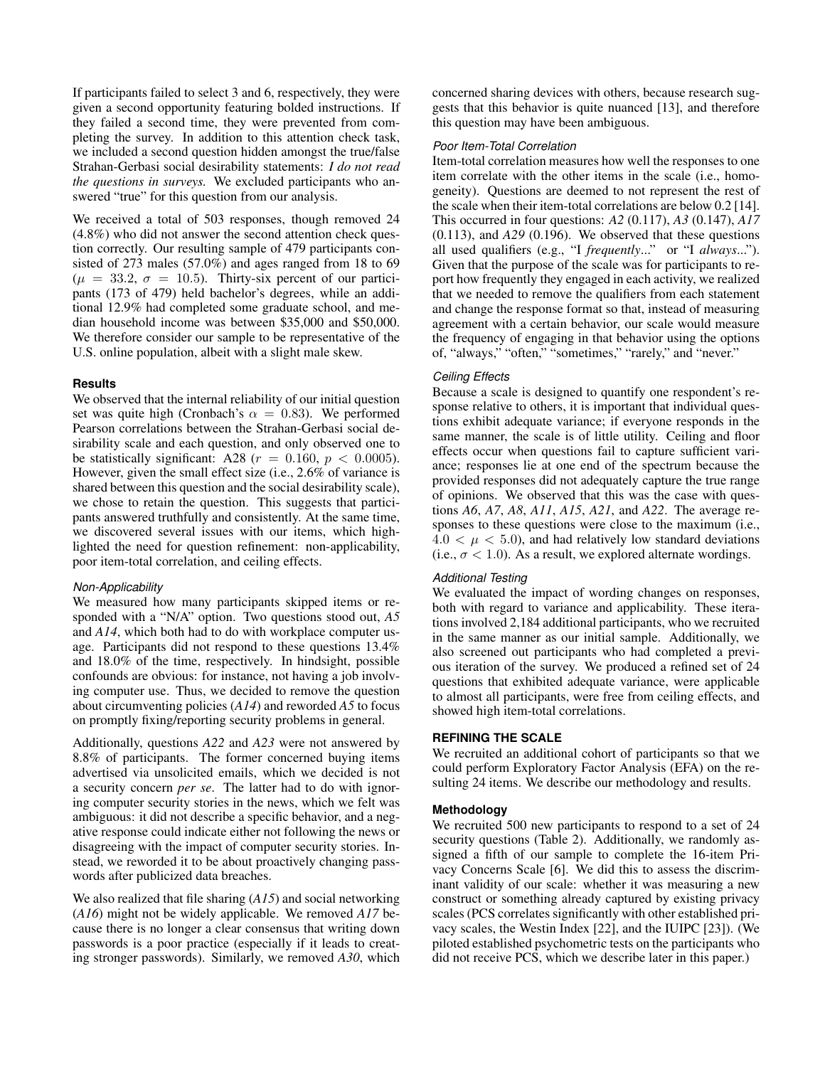If participants failed to select 3 and 6, respectively, they were given a second opportunity featuring bolded instructions. If they failed a second time, they were prevented from completing the survey. In addition to this attention check task, we included a second question hidden amongst the true/false Strahan-Gerbasi social desirability statements: *I do not read the questions in surveys.* We excluded participants who answered "true" for this question from our analysis.

We received a total of 503 responses, though removed 24 (4.8%) who did not answer the second attention check question correctly. Our resulting sample of 479 participants consisted of 273 males (57.0%) and ages ranged from 18 to 69 ($\mu = 33.2$, $\sigma = 10.5$). Thirty-six percent of our participants (173 of 479) held bachelor's degrees, while an additional 12.9% had completed some graduate school, and median household income was between \$35,000 and \$50,000. We therefore consider our sample to be representative of the U.S. online population, albeit with a slight male skew.

### Results

We observed that the internal reliability of our initial question set was quite high (Cronbach's $\alpha = 0.83$). We performed Pearson correlations between the Strahan-Gerbasi social desirability scale and each question, and only observed one to be statistically significant: A28 ($r = 0.160$, $p < 0.0005$). However, given the small effect size (i.e., 2.6% of variance is shared between this question and the social desirability scale), we chose to retain the question. This suggests that participants answered truthfully and consistently. At the same time, we discovered several issues with our items, which highlighted the need for question refinement: non-applicability, poor item-total correlation, and ceiling effects.

#### *Non-Applicability*

We measured how many participants skipped items or responded with a "N/A" option. Two questions stood out, *A5* and *A14*, which both had to do with workplace computer usage. Participants did not respond to these questions 13.4% and 18.0% of the time, respectively. In hindsight, possible confounds are obvious: for instance, not having a job involving computer use. Thus, we decided to remove the question about circumventing policies (*A14*) and reworded *A5* to focus on promptly fixing/reporting security problems in general.

Additionally, questions *A22* and *A23* were not answered by 8.8% of participants. The former concerned buying items advertised via unsolicited emails, which we decided is not a security concern *per se*. The latter had to do with ignoring computer security stories in the news, which we felt was ambiguous: it did not describe a specific behavior, and a negative response could indicate either not following the news or disagreeing with the impact of computer security stories. Instead, we reworded it to be about proactively changing passwords after publicized data breaches.

We also realized that file sharing (*A15*) and social networking (*A16*) might not be widely applicable. We removed *A17* because there is no longer a clear consensus that writing down passwords is a poor practice (especially if it leads to creating stronger passwords). Similarly, we removed *A30*, which concerned sharing devices with others, because research suggests that this behavior is quite nuanced [13], and therefore this question may have been ambiguous.

#### *Poor Item-Total Correlation*

Item-total correlation measures how well the responses to one item correlate with the other items in the scale (i.e., homogeneity). Questions are deemed to not represent the rest of the scale when their item-total correlations are below 0.2 [14]. This occurred in four questions: *A2* (0.117), *A3* (0.147), *A17* (0.113), and *A29* (0.196). We observed that these questions all used qualifiers (e.g., "I *frequently*..." or "I *always*..."). Given that the purpose of the scale was for participants to report how frequently they engaged in each activity, we realized that we needed to remove the qualifiers from each statement and change the response format so that, instead of measuring agreement with a certain behavior, our scale would measure the frequency of engaging in that behavior using the options of, "always," "often," "sometimes," "rarely," and "never."

#### *Ceiling Effects*

Because a scale is designed to quantify one respondent's response relative to others, it is important that individual questions exhibit adequate variance; if everyone responds in the same manner, the scale is of little utility. Ceiling and floor effects occur when questions fail to capture sufficient variance; responses lie at one end of the spectrum because the provided responses did not adequately capture the true range of opinions. We observed that this was the case with questions *A6*, *A7*, *A8*, *A11*, *A15*, *A21*, and *A22*. The average responses to these questions were close to the maximum (i.e., $4.0 < \mu < 5.0$), and had relatively low standard deviations (i.e., $\sigma < 1.0$). As a result, we explored alternate wordings.

#### *Additional Testing*

We evaluated the impact of wording changes on responses, both with regard to variance and applicability. These iterations involved 2,184 additional participants, who we recruited in the same manner as our initial sample. Additionally, we also screened out participants who had completed a previous iteration of the survey. We produced a refined set of 24 questions that exhibited adequate variance, were applicable to almost all participants, were free from ceiling effects, and showed high item-total correlations.

## REFINING THE SCALE

We recruited an additional cohort of participants so that we could perform Exploratory Factor Analysis (EFA) on the resulting 24 items. We describe our methodology and results.

### Methodology

We recruited 500 new participants to respond to a set of 24 security questions (Table 2). Additionally, we randomly assigned a fifth of our sample to complete the 16-item Privacy Concerns Scale [6]. We did this to assess the discriminant validity of our scale: whether it was measuring a new construct or something already captured by existing privacy scales (PCS correlates significantly with other established privacy scales, the Westin Index [22], and the IUIPC [23]). (We piloted established psychometric tests on the participants who did not receive PCS, which we describe later in this paper.)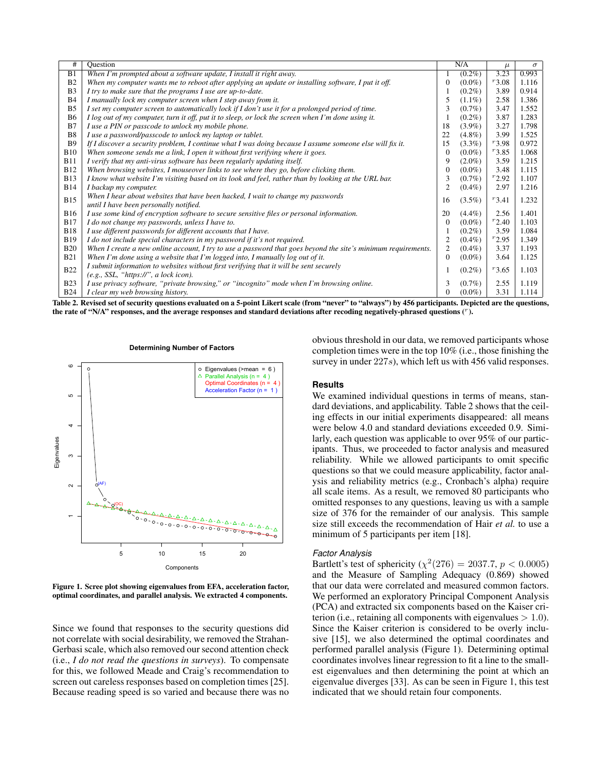| # | Question | N/A | | $\mu$ | $\sigma$ |
|---|---|---|---|---|---|
| B1 | *When I'm prompted about a software update, I install it right away.* | 1 | (0.2%) | 3.23 | 0.993 |
| B2 | *When my computer wants me to reboot after applying an update or installing software, I put it off.* | 0 | (0.0%) | $^r$3.08 | 1.116 |
| B3 | *I try to make sure that the programs I use are up-to-date.* | 1 | (0.2%) | 3.89 | 0.914 |
| B4 | *I manually lock my computer screen when I step away from it.* | 5 | (1.1%) | 2.58 | 1.386 |
| B5 | *I set my computer screen to automatically lock if I don't use it for a prolonged period of time.* | 3 | (0.7%) | 3.47 | 1.552 |
| B6 | *I log out of my computer, turn it off, put it to sleep, or lock the screen when I'm done using it.* | 1 | (0.2%) | 3.87 | 1.283 |
| B7 | *I use a PIN or passcode to unlock my mobile phone.* | 18 | (3.9%) | 3.27 | 1.798 |
| B8 | *I use a password/passcode to unlock my laptop or tablet.* | 22 | (4.8%) | 3.99 | 1.525 |
| B9 | *If I discover a security problem, I continue what I was doing because I assume someone else will fix it.* | 15 | (3.3%) | $^r$3.98 | 0.972 |
| B10 | *When someone sends me a link, I open it without first verifying where it goes.* | 0 | (0.0%) | $^r$3.85 | 1.068 |
| B11 | *I verify that my anti-virus software has been regularly updating itself.* | 9 | (2.0%) | 3.59 | 1.215 |
| B12 | *When browsing websites, I mouseover links to see where they go, before clicking them.* | 0 | (0.0%) | 3.48 | 1.115 |
| B13 | *I know what website I'm visiting based on its look and feel, rather than by looking at the URL bar.* | 3 | (0.7%) | $^r$2.92 | 1.107 |
| B14 | *I backup my computer.* | 2 | (0.4%) | 2.97 | 1.216 |
| B15 | *When I hear about websites that have been hacked, I wait to change my passwords until I have been personally notified.* | 16 | (3.5%) | $^r$3.41 | 1.232 |
| B16 | *I use some kind of encryption software to secure sensitive files or personal information.* | 20 | (4.4%) | 2.56 | 1.401 |
| B17 | *I do not change my passwords, unless I have to.* | 0 | (0.0%) | $^r$2.40 | 1.103 |
| B18 | *I use different passwords for different accounts that I have.* | 1 | (0.2%) | 3.59 | 1.084 |
| B19 | *I do not include special characters in my password if it's not required.* | 2 | (0.4%) | $^r$2.95 | 1.349 |
| B20 | *When I create a new online account, I try to use a password that goes beyond the site's minimum requirements.* | 2 | (0.4%) | 3.37 | 1.193 |
| B21 | *When I'm done using a website that I'm logged into, I manually log out of it.* | 0 | (0.0%) | 3.64 | 1.125 |
| B22 | *I submit information to websites without first verifying that it will be sent securely (e.g., SSL, "https://", a lock icon).* | 1 | (0.2%) | $^r$3.65 | 1.103 |
| B23 | *I use privacy software, "private browsing," or "incognito" mode when I'm browsing online.* | 3 | (0.7%) | 2.55 | 1.119 |
| B24 | *I clear my web browsing history.* | 0 | (0.0%) | 3.31 | 1.114 |

**Table 2. Revised set of security questions evaluated on a 5-point Likert scale (from "never" to "always") by 456 participants. Depicted are the questions, the rate of "N/A" responses, and the average responses and standard deviations after recoding negatively-phrased questions ($^r$).**

**Figure 1. Scree plot showing eigenvalues from EFA, acceleration factor, optimal coordinates, and parallel analysis. We extracted 4 components.**

Since we found that responses to the security questions did not correlate with social desirability, we removed the Strahan-Gerbasi scale, which also removed our second attention check (i.e., *I do not read the questions in surveys*). To compensate for this, we followed Meade and Craig's recommendation to screen out careless responses based on completion times [25]. Because reading speed is so varied and because there was no obvious threshold in our data, we removed participants whose completion times were in the top 10% (i.e., those finishing the survey in under $227s$), which left us with 456 valid responses.

## Results

We examined individual questions in terms of means, standard deviations, and applicability. Table 2 shows that the ceiling effects in our initial experiments disappeared: all means were below 4.0 and standard deviations exceeded 0.9. Similarly, each question was applicable to over 95% of our participants. Thus, we proceeded to factor analysis and measured reliability. While we allowed participants to omit specific questions so that we could measure applicability, factor analysis and reliability metrics (e.g., Cronbach's alpha) require all scale items. As a result, we removed 80 participants who omitted responses to any questions, leaving us with a sample size of 376 for the remainder of our analysis. This sample size still exceeds the recommendation of Hair *et al.* to use a minimum of 5 participants per item [18].

### *Factor Analysis*

Bartlett's test of sphericity ($\chi^2(276) = 2037.7$, $p < 0.0005$) and the Measure of Sampling Adequacy (0.869) showed that our data were correlated and measured common factors. We performed an exploratory Principal Component Analysis (PCA) and extracted six components based on the Kaiser criterion (i.e., retaining all components with eigenvalues $> 1.0$). Since the Kaiser criterion is considered to be overly inclusive [15], we also determined the optimal coordinates and performed parallel analysis (Figure 1). Determining optimal coordinates involves linear regression to fit a line to the smallest eigenvalues and then determining the point at which an eigenvalue diverges [33]. As can be seen in Figure 1, this test indicated that we should retain four components.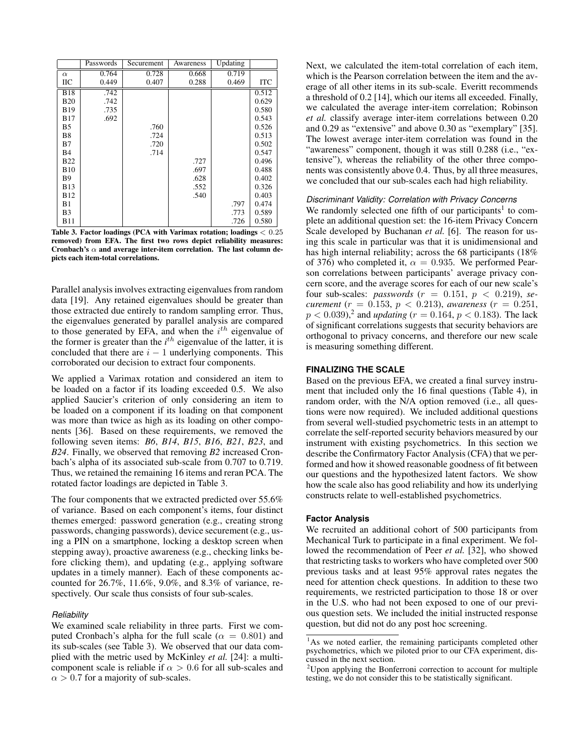|  | Passwords | Securement | Awareness | Updating |  |
|---|---|---|---|---|---|
| $\alpha$ | 0.764 | 0.728 | 0.668 | 0.719 |  |
| IIC | 0.449 | 0.407 | 0.288 | 0.469 | ITC |
| B18 | .742 |  |  |  | 0.512 |
| B20 | .742 |  |  |  | 0.629 |
| B19 | .735 |  |  |  | 0.580 |
| B17 | .692 |  |  |  | 0.543 |
| B5 |  | .760 |  |  | 0.526 |
| B8 |  | .724 |  |  | 0.513 |
| B7 |  | .720 |  |  | 0.502 |
| B4 |  | .714 |  |  | 0.547 |
| B22 |  |  | .727 |  | 0.496 |
| B10 |  |  | .697 |  | 0.488 |
| B9 |  |  | .628 |  | 0.402 |
| B13 |  |  | .552 |  | 0.326 |
| B12 |  |  | .540 |  | 0.403 |
| B1 |  |  |  | .797 | 0.474 |
| B3 |  |  |  | .773 | 0.589 |
| B11 |  |  |  | .726 | 0.580 |

**Table 3. Factor loadings (PCA with Varimax rotation; loadings $< 0.25$ removed) from EFA. The first two rows depict reliability measures: Cronbach's $\alpha$ and average inter-item correlation. The last column depicts each item-total correlations.**

Parallel analysis involves extracting eigenvalues from random data [19]. Any retained eigenvalues should be greater than those extracted due entirely to random sampling error. Thus, the eigenvalues generated by parallel analysis are compared to those generated by EFA, and when the $i^{th}$ eigenvalue of the former is greater than the $i^{th}$ eigenvalue of the latter, it is concluded that there are $i - 1$ underlying components. This corroborated our decision to extract four components.

We applied a Varimax rotation and considered an item to be loaded on a factor if its loading exceeded 0.5. We also applied Saucier's criterion of only considering an item to be loaded on a component if its loading on that component was more than twice as high as its loading on other components [36]. Based on these requirements, we removed the following seven items: *B6*, *B14*, *B15*, *B16*, *B21*, *B23*, and *B24*. Finally, we observed that removing *B2* increased Cronbach's alpha of its associated sub-scale from 0.707 to 0.719. Thus, we retained the remaining 16 items and reran PCA. The rotated factor loadings are depicted in Table 3.

The four components that we extracted predicted over 55.6% of variance. Based on each component's items, four distinct themes emerged: password generation (e.g., creating strong passwords, changing passwords), device securement (e.g., using a PIN on a smartphone, locking a desktop screen when stepping away), proactive awareness (e.g., checking links before clicking them), and updating (e.g., applying software updates in a timely manner). Each of these components accounted for 26.7%, 11.6%, 9.0%, and 8.3% of variance, respectively. Our scale thus consists of four sub-scales.

### *Reliability*

We examined scale reliability in three parts. First we computed Cronbach's alpha for the full scale ($\alpha = 0.801$) and its sub-scales (see Table 3). We observed that our data complied with the metric used by McKinley *et al.* [24]: a multi-component scale is reliable if $\alpha > 0.6$ for all sub-scales and $\alpha > 0.7$ for a majority of sub-scales.

Next, we calculated the item-total correlation of each item, which is the Pearson correlation between the item and the average of all other items in its sub-scale. Everitt recommends a threshold of 0.2 [14], which our items all exceeded. Finally, we calculated the average inter-item correlation; Robinson *et al.* classify average inter-item correlations between 0.20 and 0.29 as "extensive" and above 0.30 as "exemplary" [35]. The lowest average inter-item correlation was found in the "awareness" component, though it was still 0.288 (i.e., "extensive"), whereas the reliability of the other three components was consistently above 0.4. Thus, by all three measures, we concluded that our sub-scales each had high reliability.

### *Discriminant Validity: Correlation with Privacy Concerns*

We randomly selected one fifth of our participants[1] to complete an additional question set: the 16-item Privacy Concern Scale developed by Buchanan *et al.* [6]. The reason for using this scale in particular was that it is unidimensional and has high internal reliability; across the 68 participants (18% of 376) who completed it, $\alpha = 0.935$. We performed Pearson correlations between participants' average privacy concern score, and the average scores for each of our new scale's four sub-scales: *passwords* ($r = 0.151$, $p < 0.219$), *securement* ($r = 0.153$, $p < 0.213$), *awareness* ($r = 0.251$, $p < 0.039$),[2] and *updating* ($r = 0.164$, $p < 0.183$). The lack of significant correlations suggests that security behaviors are orthogonal to privacy concerns, and therefore our new scale is measuring something different.

## FINALIZING THE SCALE

Based on the previous EFA, we created a final survey instrument that included only the 16 final questions (Table 4), in random order, with the N/A option removed (i.e., all questions were now required). We included additional questions from several well-studied psychometric tests in an attempt to correlate the self-reported security behaviors measured by our instrument with existing psychometrics. In this section we describe the Confirmatory Factor Analysis (CFA) that we performed and how it showed reasonable goodness of fit between our questions and the hypothesized latent factors. We show how the scale also has good reliability and how its underlying constructs relate to well-established psychometrics.

### Factor Analysis

We recruited an additional cohort of 500 participants from Mechanical Turk to participate in a final experiment. We followed the recommendation of Peer *et al.* [32], who showed that restricting tasks to workers who have completed over 500 previous tasks and at least 95% approval rates negates the need for attention check questions. In addition to these two requirements, we restricted participation to those 18 or over in the U.S. who had not been exposed to one of our previous question sets. We included the initial instructed response question, but did not do any post hoc screening.

[1] As we noted earlier, the remaining participants completed other psychometrics, which we piloted prior to our CFA experiment, discussed in the next section.

[2] Upon applying the Bonferroni correction to account for multiple testing, we do not consider this to be statistically significant.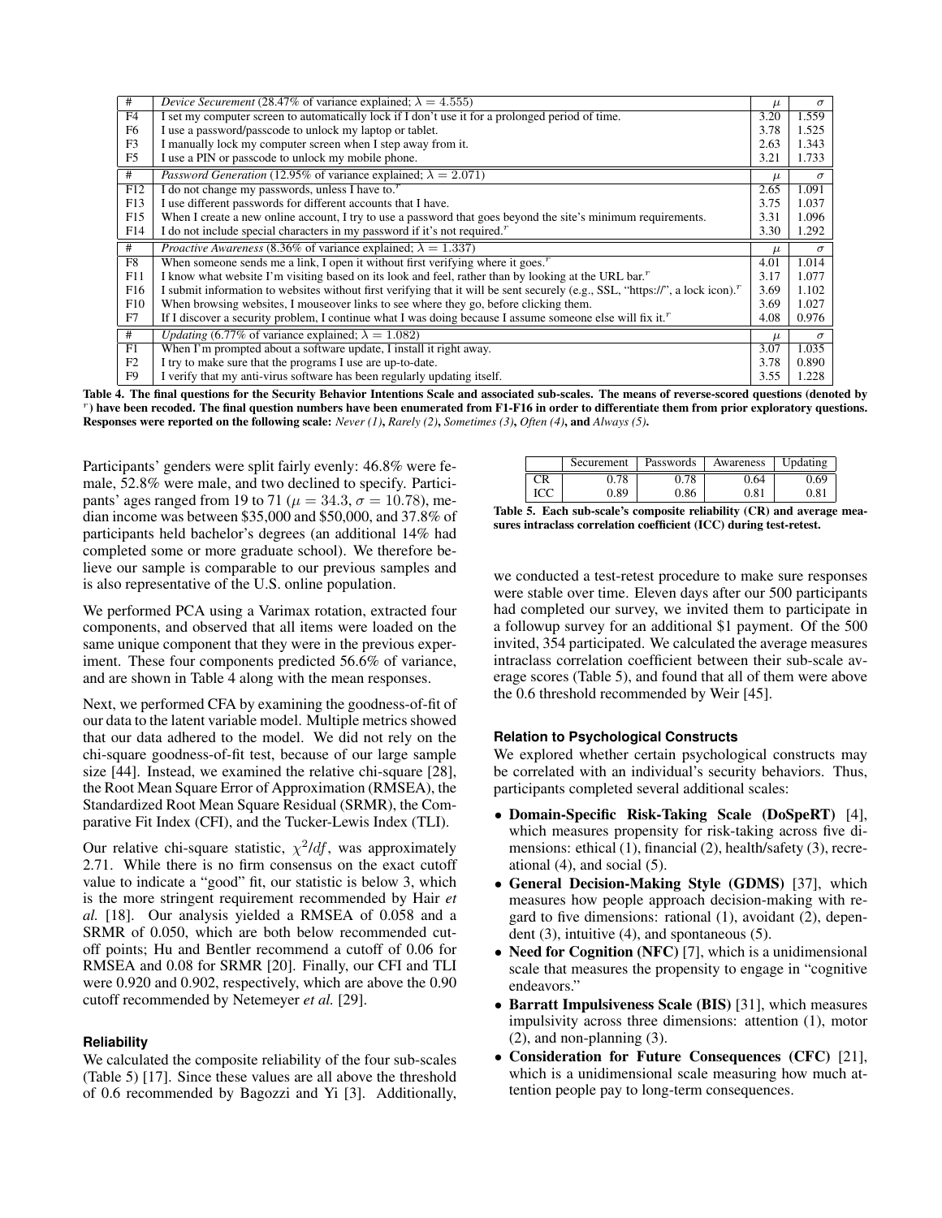| # | *Device Securement* (28.47% of variance explained; $\lambda = 4.555$) | $\mu$ | $\sigma$ |
|---|---|---|---|
| F4 | I set my computer screen to automatically lock if I don't use it for a prolonged period of time. | 3.20 | 1.559 |
| F6 | I use a password/passcode to unlock my laptop or tablet. | 3.78 | 1.525 |
| F3 | I manually lock my computer screen when I step away from it. | 2.63 | 1.343 |
| F5 | I use a PIN or passcode to unlock my mobile phone. | 3.21 | 1.733 |
| # | *Password Generation* (12.95% of variance explained; $\lambda = 2.071$) | $\mu$ | $\sigma$ |
| F12 | I do not change my passwords, unless I have to.$^r$ | 2.65 | 1.091 |
| F13 | I use different passwords for different accounts that I have. | 3.75 | 1.037 |
| F15 | When I create a new online account, I try to use a password that goes beyond the site's minimum requirements. | 3.31 | 1.096 |
| F14 | I do not include special characters in my password if it's not required.$^r$ | 3.30 | 1.292 |
| # | *Proactive Awareness* (8.36% of variance explained; $\lambda = 1.337$) | $\mu$ | $\sigma$ |
| F8 | When someone sends me a link, I open it without first verifying where it goes.$^r$ | 4.01 | 1.014 |
| F11 | I know what website I'm visiting based on its look and feel, rather than by looking at the URL bar.$^r$ | 3.17 | 1.077 |
| F16 | I submit information to websites without first verifying that it will be sent securely (e.g., SSL, "https://", a lock icon).$^r$ | 3.69 | 1.102 |
| F10 | When browsing websites, I mouseover links to see where they go, before clicking them. | 3.69 | 1.027 |
| F7 | If I discover a security problem, I continue what I was doing because I assume someone else will fix it.$^r$ | 4.08 | 0.976 |
| # | *Updating* (6.77% of variance explained; $\lambda = 1.082$) | $\mu$ | $\sigma$ |
| F1 | When I'm prompted about a software update, I install it right away. | 3.07 | 1.035 |
| F2 | I try to make sure that the programs I use are up-to-date. | 3.78 | 0.890 |
| F9 | I verify that my anti-virus software has been regularly updating itself. | 3.55 | 1.228 |

**Table 4. The final questions for the Security Behavior Intentions Scale and associated sub-scales. The means of reverse-scored questions (denoted by $^r$) have been recoded. The final question numbers have been enumerated from F1-F16 in order to differentiate them from prior exploratory questions. Responses were reported on the following scale:** ***Never (1)***, ***Rarely (2)***, ***Sometimes (3)***, ***Often (4)***, **and** ***Always (5)***.

Participants' genders were split fairly evenly: 46.8% were female, 52.8% were male, and two declined to specify. Participants' ages ranged from 19 to 71 ($\mu = 34.3$, $\sigma = 10.78$), median income was between \$35,000 and \$50,000, and 37.8% of participants held bachelor's degrees (an additional 14% had completed some or more graduate school). We therefore believe our sample is comparable to our previous samples and is also representative of the U.S. online population.

We performed PCA using a Varimax rotation, extracted four components, and observed that all items were loaded on the same unique component that they were in the previous experiment. These four components predicted 56.6% of variance, and are shown in Table 4 along with the mean responses.

Next, we performed CFA by examining the goodness-of-fit of our data to the latent variable model. Multiple metrics showed that our data adhered to the model. We did not rely on the chi-square goodness-of-fit test, because of our large sample size [44]. Instead, we examined the relative chi-square [28], the Root Mean Square Error of Approximation (RMSEA), the Standardized Root Mean Square Residual (SRMR), the Comparative Fit Index (CFI), and the Tucker-Lewis Index (TLI).

Our relative chi-square statistic, $\chi^2/df$, was approximately 2.71. While there is no firm consensus on the exact cutoff value to indicate a "good" fit, our statistic is below 3, which is the more stringent requirement recommended by Hair *et al.* [18]. Our analysis yielded a RMSEA of 0.058 and a SRMR of 0.050, which are both below recommended cutoff points; Hu and Bentler recommend a cutoff of 0.06 for RMSEA and 0.08 for SRMR [20]. Finally, our CFI and TLI were 0.920 and 0.902, respectively, which are above the 0.90 cutoff recommended by Netemeyer *et al.* [29].

### Reliability

We calculated the composite reliability of the four sub-scales (Table 5) [17]. Since these values are all above the threshold of 0.6 recommended by Bagozzi and Yi [3]. Additionally,

| | Securement | Passwords | Awareness | Updating |
|---|---|---|---|---|
| CR | 0.78 | 0.78 | 0.64 | 0.69 |
| ICC | 0.89 | 0.86 | 0.81 | 0.81 |

**Table 5. Each sub-scale's composite reliability (CR) and average measures intraclass correlation coefficient (ICC) during test-retest.**

we conducted a test-retest procedure to make sure responses were stable over time. Eleven days after our 500 participants had completed our survey, we invited them to participate in a followup survey for an additional \$1 payment. Of the 500 invited, 354 participated. We calculated the average measures intraclass correlation coefficient between their sub-scale average scores (Table 5), and found that all of them were above the 0.6 threshold recommended by Weir [45].

### Relation to Psychological Constructs

We explored whether certain psychological constructs may be correlated with an individual's security behaviors. Thus, participants completed several additional scales:

- **Domain-Specific Risk-Taking Scale (DoSpeRT)** [4], which measures propensity for risk-taking across five dimensions: ethical (1), financial (2), health/safety (3), recreational (4), and social (5).
- **General Decision-Making Style (GDMS)** [37], which measures how people approach decision-making with regard to five dimensions: rational (1), avoidant (2), dependent (3), intuitive (4), and spontaneous (5).
- **Need for Cognition (NFC)** [7], which is a unidimensional scale that measures the propensity to engage in "cognitive endeavors."
- **Barratt Impulsiveness Scale (BIS)** [31], which measures impulsivity across three dimensions: attention (1), motor (2), and non-planning (3).
- **Consideration for Future Consequences (CFC)** [21], which is a unidimensional scale measuring how much attention people pay to long-term consequences.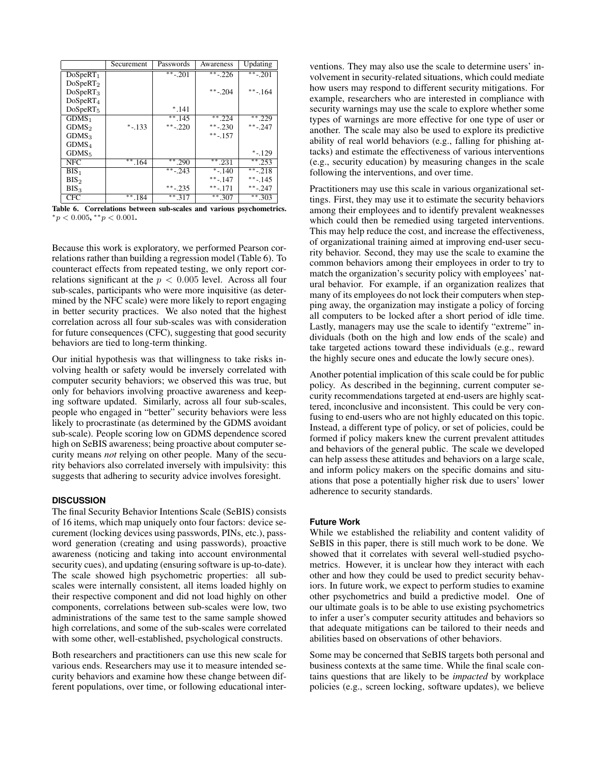|  | Securement | Passwords | Awareness | Updating |
|---|---|---|---|---|
| $DoSpeRT_1$ |  | **-.201 | **-.226 | **-.201 |
| $DoSpeRT_2$ |  |  |  |  |
| $DoSpeRT_3$ |  |  | **-.204 | **-.164 |
| $DoSpeRT_4$ |  |  |  |  |
| $DoSpeRT_5$ |  | *.141 |  |  |
| $GDMS_1$ |  | **.145 | **.224 | **.229 |
| $GDMS_2$ | *-.133 | **-.220 | **-.230 | **-.247 |
| $GDMS_3$ |  |  | **-.157 |  |
| $GDMS_4$ |  |  |  |  |
| $GDMS_5$ |  |  |  | *-.129 |
| NFC | **.164 | **.290 | **.231 | **.253 |
| $BIS_1$ |  | **-.243 | *-.140 | **-.218 |
| $BIS_2$ |  |  | **-.147 | **-.145 |
| $BIS_3$ |  | **-.235 | **-.171 | **-.247 |
| CFC | **.184 | **.317 | **.307 | **.303 |

**Table 6. Correlations between sub-scales and various psychometrics.** $^*p < 0.005$, $^{**}p < 0.001$.

Because this work is exploratory, we performed Pearson correlations rather than building a regression model (Table 6). To counteract effects from repeated testing, we only report correlations significant at the $p < 0.005$ level. Across all four sub-scales, participants who were more inquisitive (as determined by the NFC scale) were more likely to report engaging in better security practices. We also noted that the highest correlation across all four sub-scales was with consideration for future consequences (CFC), suggesting that good security behaviors are tied to long-term thinking.

Our initial hypothesis was that willingness to take risks involving health or safety would be inversely correlated with computer security behaviors; we observed this was true, but only for behaviors involving proactive awareness and keeping software updated. Similarly, across all four sub-scales, people who engaged in "better" security behaviors were less likely to procrastinate (as determined by the GDMS avoidant sub-scale). People scoring low on GDMS dependence scored high on SeBIS awareness; being proactive about computer security means *not* relying on other people. Many of the security behaviors also correlated inversely with impulsivity: this suggests that adhering to security advice involves foresight.

## DISCUSSION

The final Security Behavior Intentions Scale (SeBIS) consists of 16 items, which map uniquely onto four factors: device securement (locking devices using passwords, PINs, etc.), password generation (creating and using passwords), proactive awareness (noticing and taking into account environmental security cues), and updating (ensuring software is up-to-date). The scale showed high psychometric properties: all sub-scales were internally consistent, all items loaded highly on their respective component and did not load highly on other components, correlations between sub-scales were low, two administrations of the same test to the same sample showed high correlations, and some of the sub-scales were correlated with some other, well-established, psychological constructs.

Both researchers and practitioners can use this new scale for various ends. Researchers may use it to measure intended security behaviors and examine how these change between different populations, over time, or following educational interventions. They may also use the scale to determine users' involvement in security-related situations, which could mediate how users may respond to different security mitigations. For example, researchers who are interested in compliance with security warnings may use the scale to explore whether some types of warnings are more effective for one type of user or another. The scale may also be used to explore its predictive ability of real world behaviors (e.g., falling for phishing attacks) and estimate the effectiveness of various interventions (e.g., security education) by measuring changes in the scale following the interventions, and over time.

Practitioners may use this scale in various organizational settings. First, they may use it to estimate the security behaviors among their employees and to identify prevalent weaknesses which could then be remedied using targeted interventions. This may help reduce the cost, and increase the effectiveness, of organizational training aimed at improving end-user security behavior. Second, they may use the scale to examine the common behaviors among their employees in order to try to match the organization's security policy with employees' natural behavior. For example, if an organization realizes that many of its employees do not lock their computers when stepping away, the organization may instigate a policy of forcing all computers to be locked after a short period of idle time. Lastly, managers may use the scale to identify "extreme" individuals (both on the high and low ends of the scale) and take targeted actions toward these individuals (e.g., reward the highly secure ones and educate the lowly secure ones).

Another potential implication of this scale could be for public policy. As described in the beginning, current computer security recommendations targeted at end-users are highly scattered, inconclusive and inconsistent. This could be very confusing to end-users who are not highly educated on this topic. Instead, a different type of policy, or set of policies, could be formed if policy makers knew the current prevalent attitudes and behaviors of the general public. The scale we developed can help assess these attitudes and behaviors on a large scale, and inform policy makers on the specific domains and situations that pose a potentially higher risk due to users' lower adherence to security standards.

### Future Work

While we established the reliability and content validity of SeBIS in this paper, there is still much work to be done. We showed that it correlates with several well-studied psychometrics. However, it is unclear how they interact with each other and how they could be used to predict security behaviors. In future work, we expect to perform studies to examine other psychometrics and build a predictive model. One of our ultimate goals is to be able to use existing psychometrics to infer a user's computer security attitudes and behaviors so that adequate mitigations can be tailored to their needs and abilities based on observations of other behaviors.

Some may be concerned that SeBIS targets both personal and business contexts at the same time. While the final scale contains questions that are likely to be *impacted* by workplace policies (e.g., screen locking, software updates), we believe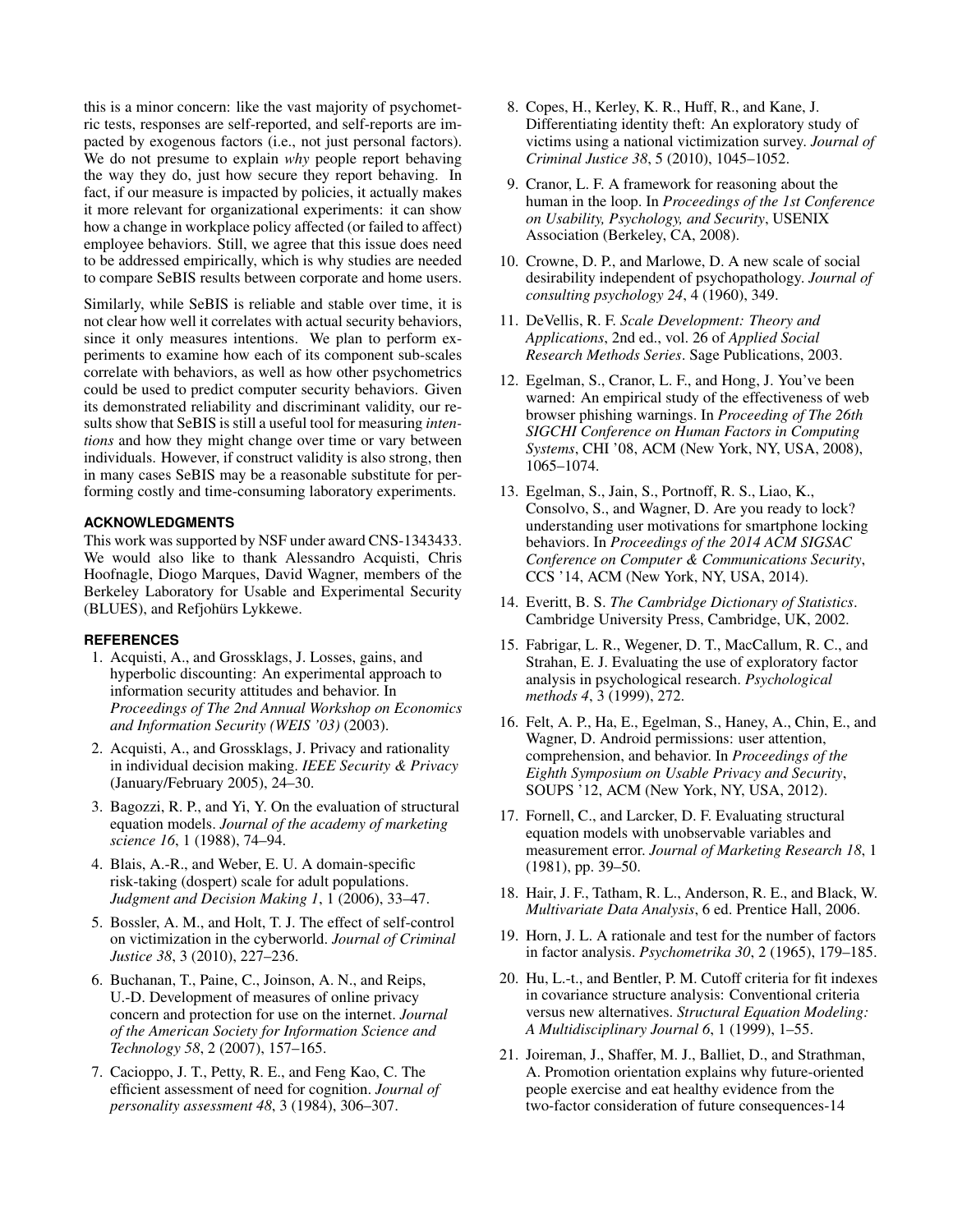this is a minor concern: like the vast majority of psychometric tests, responses are self-reported, and self-reports are impacted by exogenous factors (i.e., not just personal factors). We do not presume to explain *why* people report behaving the way they do, just how secure they report behaving. In fact, if our measure is impacted by policies, it actually makes it more relevant for organizational experiments: it can show how a change in workplace policy affected (or failed to affect) employee behaviors. Still, we agree that this issue does need to be addressed empirically, which is why studies are needed to compare SeBIS results between corporate and home users.

Similarly, while SeBIS is reliable and stable over time, it is not clear how well it correlates with actual security behaviors, since it only measures intentions. We plan to perform experiments to examine how each of its component sub-scales correlate with behaviors, as well as how other psychometrics could be used to predict computer security behaviors. Given its demonstrated reliability and discriminant validity, our results show that SeBIS is still a useful tool for measuring *intentions* and how they might change over time or vary between individuals. However, if construct validity is also strong, then in many cases SeBIS may be a reasonable substitute for performing costly and time-consuming laboratory experiments.

## ACKNOWLEDGMENTS

This work was supported by NSF under award CNS-1343433. We would also like to thank Alessandro Acquisti, Chris Hoofnagle, Diogo Marques, David Wagner, members of the Berkeley Laboratory for Usable and Experimental Security (BLUES), and Refjohürs Lykkewe.

## REFERENCES

1. Acquisti, A., and Grossklags, J. Losses, gains, and hyperbolic discounting: An experimental approach to information security attitudes and behavior. In *Proceedings of The 2nd Annual Workshop on Economics and Information Security (WEIS '03)* (2003).
2. Acquisti, A., and Grossklags, J. Privacy and rationality in individual decision making. *IEEE Security & Privacy* (January/February 2005), 24–30.
3. Bagozzi, R. P., and Yi, Y. On the evaluation of structural equation models. *Journal of the academy of marketing science 16*, 1 (1988), 74–94.
4. Blais, A.-R., and Weber, E. U. A domain-specific risk-taking (dospert) scale for adult populations. *Judgment and Decision Making 1*, 1 (2006), 33–47.
5. Bossler, A. M., and Holt, T. J. The effect of self-control on victimization in the cyberworld. *Journal of Criminal Justice 38*, 3 (2010), 227–236.
6. Buchanan, T., Paine, C., Joinson, A. N., and Reips, U.-D. Development of measures of online privacy concern and protection for use on the internet. *Journal of the American Society for Information Science and Technology 58*, 2 (2007), 157–165.
7. Cacioppo, J. T., Petty, R. E., and Feng Kao, C. The efficient assessment of need for cognition. *Journal of personality assessment 48*, 3 (1984), 306–307.
8. Copes, H., Kerley, K. R., Huff, R., and Kane, J. Differentiating identity theft: An exploratory study of victims using a national victimization survey. *Journal of Criminal Justice 38*, 5 (2010), 1045–1052.
9. Cranor, L. F. A framework for reasoning about the human in the loop. In *Proceedings of the 1st Conference on Usability, Psychology, and Security*, USENIX Association (Berkeley, CA, 2008).
10. Crowne, D. P., and Marlowe, D. A new scale of social desirability independent of psychopathology. *Journal of consulting psychology 24*, 4 (1960), 349.
11. DeVellis, R. F. *Scale Development: Theory and Applications*, 2nd ed., vol. 26 of *Applied Social Research Methods Series*. Sage Publications, 2003.
12. Egelman, S., Cranor, L. F., and Hong, J. You've been warned: An empirical study of the effectiveness of web browser phishing warnings. In *Proceeding of The 26th SIGCHI Conference on Human Factors in Computing Systems*, CHI '08, ACM (New York, NY, USA, 2008), 1065–1074.
13. Egelman, S., Jain, S., Portnoff, R. S., Liao, K., Consolvo, S., and Wagner, D. Are you ready to lock? understanding user motivations for smartphone locking behaviors. In *Proceedings of the 2014 ACM SIGSAC Conference on Computer & Communications Security*, CCS '14, ACM (New York, NY, USA, 2014).
14. Everitt, B. S. *The Cambridge Dictionary of Statistics*. Cambridge University Press, Cambridge, UK, 2002.
15. Fabrigar, L. R., Wegener, D. T., MacCallum, R. C., and Strahan, E. J. Evaluating the use of exploratory factor analysis in psychological research. *Psychological methods 4*, 3 (1999), 272.
16. Felt, A. P., Ha, E., Egelman, S., Haney, A., Chin, E., and Wagner, D. Android permissions: user attention, comprehension, and behavior. In *Proceedings of the Eighth Symposium on Usable Privacy and Security*, SOUPS '12, ACM (New York, NY, USA, 2012).
17. Fornell, C., and Larcker, D. F. Evaluating structural equation models with unobservable variables and measurement error. *Journal of Marketing Research 18*, 1 (1981), pp. 39–50.
18. Hair, J. F., Tatham, R. L., Anderson, R. E., and Black, W. *Multivariate Data Analysis*, 6 ed. Prentice Hall, 2006.
19. Horn, J. L. A rationale and test for the number of factors in factor analysis. *Psychometrika 30*, 2 (1965), 179–185.
20. Hu, L.-t., and Bentler, P. M. Cutoff criteria for fit indexes in covariance structure analysis: Conventional criteria versus new alternatives. *Structural Equation Modeling: A Multidisciplinary Journal 6*, 1 (1999), 1–55.
21. Joireman, J., Shaffer, M. J., Balliet, D., and Strathman, A. Promotion orientation explains why future-oriented people exercise and eat healthy evidence from the two-factor consideration of future consequences-14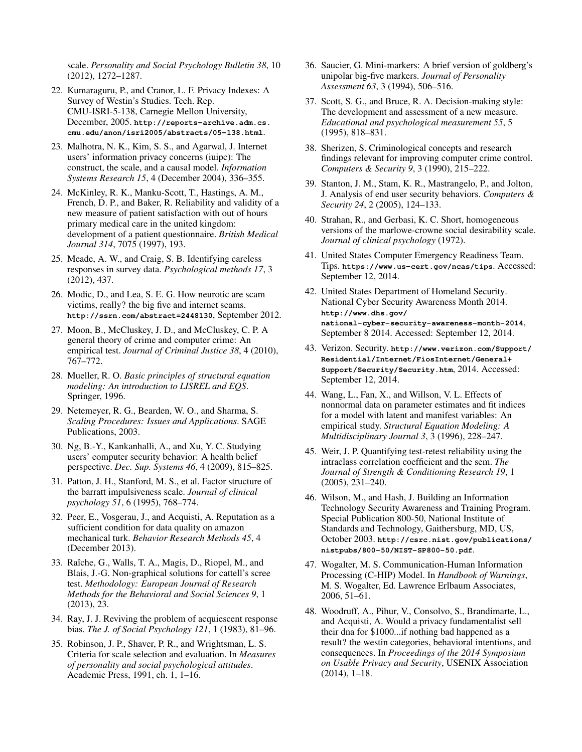scale. *Personality and Social Psychology Bulletin 38*, 10 (2012), 1272–1287.

22. Kumaraguru, P., and Cranor, L. F. Privacy Indexes: A Survey of Westin's Studies. Tech. Rep. CMU-ISRI-5-138, Carnegie Mellon University, December, 2005. `http://reports-archive.adm.cs.cmu.edu/anon/isri2005/abstracts/05-138.html`.

23. Malhotra, N. K., Kim, S. S., and Agarwal, J. Internet users' information privacy concerns (iuipc): The construct, the scale, and a causal model. *Information Systems Research 15*, 4 (December 2004), 336–355.

24. McKinley, R. K., Manku-Scott, T., Hastings, A. M., French, D. P., and Baker, R. Reliability and validity of a new measure of patient satisfaction with out of hours primary medical care in the united kingdom: development of a patient questionnaire. *British Medical Journal 314*, 7075 (1997), 193.

25. Meade, A. W., and Craig, S. B. Identifying careless responses in survey data. *Psychological methods 17*, 3 (2012), 437.

26. Modic, D., and Lea, S. E. G. How neurotic are scam victims, really? the big five and internet scams. `http://ssrn.com/abstract=2448130`, September 2012.

27. Moon, B., McCluskey, J. D., and McCluskey, C. P. A general theory of crime and computer crime: An empirical test. *Journal of Criminal Justice 38*, 4 (2010), 767–772.

28. Mueller, R. O. *Basic principles of structural equation modeling: An introduction to LISREL and EQS*. Springer, 1996.

29. Netemeyer, R. G., Bearden, W. O., and Sharma, S. *Scaling Procedures: Issues and Applications*. SAGE Publications, 2003.

30. Ng, B.-Y., Kankanhalli, A., and Xu, Y. C. Studying users' computer security behavior: A health belief perspective. *Dec. Sup. Systems 46*, 4 (2009), 815–825.

31. Patton, J. H., Stanford, M. S., et al. Factor structure of the barratt impulsiveness scale. *Journal of clinical psychology 51*, 6 (1995), 768–774.

32. Peer, E., Vosgerau, J., and Acquisti, A. Reputation as a sufficient condition for data quality on amazon mechanical turk. *Behavior Research Methods 45*, 4 (December 2013).

33. Raîche, G., Walls, T. A., Magis, D., Riopel, M., and Blais, J.-G. Non-graphical solutions for cattell's scree test. *Methodology: European Journal of Research Methods for the Behavioral and Social Sciences 9*, 1 (2013), 23.

34. Ray, J. J. Reviving the problem of acquiescent response bias. *The J. of Social Psychology 121*, 1 (1983), 81–96.

35. Robinson, J. P., Shaver, P. R., and Wrightsman, L. S. Criteria for scale selection and evaluation. In *Measures of personality and social psychological attitudes*. Academic Press, 1991, ch. 1, 1–16.

36. Saucier, G. Mini-markers: A brief version of goldberg's unipolar big-five markers. *Journal of Personality Assessment 63*, 3 (1994), 506–516.

37. Scott, S. G., and Bruce, R. A. Decision-making style: The development and assessment of a new measure. *Educational and psychological measurement 55*, 5 (1995), 818–831.

38. Sherizen, S. Criminological concepts and research findings relevant for improving computer crime control. *Computers & Security 9*, 3 (1990), 215–222.

39. Stanton, J. M., Stam, K. R., Mastrangelo, P., and Jolton, J. Analysis of end user security behaviors. *Computers & Security 24*, 2 (2005), 124–133.

40. Strahan, R., and Gerbasi, K. C. Short, homogeneous versions of the marlowe-crowne social desirability scale. *Journal of clinical psychology* (1972).

41. United States Computer Emergency Readiness Team. Tips. `https://www.us-cert.gov/ncas/tips`. Accessed: September 12, 2014.

42. United States Department of Homeland Security. National Cyber Security Awareness Month 2014. `http://www.dhs.gov/national-cyber-security-awareness-month-2014`, September 8 2014. Accessed: September 12, 2014.

43. Verizon. Security. `http://www.verizon.com/Support/Residential/Internet/FiosInternet/General+Support/Security/Security.htm`, 2014. Accessed: September 12, 2014.

44. Wang, L., Fan, X., and Willson, V. L. Effects of nonnormal data on parameter estimates and fit indices for a model with latent and manifest variables: An empirical study. *Structural Equation Modeling: A Multidisciplinary Journal 3*, 3 (1996), 228–247.

45. Weir, J. P. Quantifying test-retest reliability using the intraclass correlation coefficient and the sem. *The Journal of Strength & Conditioning Research 19*, 1 (2005), 231–240.

46. Wilson, M., and Hash, J. Building an Information Technology Security Awareness and Training Program. Special Publication 800-50, National Institute of Standards and Technology, Gaithersburg, MD, US, October 2003. `http://csrc.nist.gov/publications/nistpubs/800-50/NIST-SP800-50.pdf`.

47. Wogalter, M. S. Communication-Human Information Processing (C-HIP) Model. In *Handbook of Warnings*, M. S. Wogalter, Ed. Lawrence Erlbaum Associates, 2006, 51–61.

48. Woodruff, A., Pihur, V., Consolvo, S., Brandimarte, L., and Acquisti, A. Would a privacy fundamentalist sell their dna for \$1000...if nothing bad happened as a result? the westin categories, behavioral intentions, and consequences. In *Proceedings of the 2014 Symposium on Usable Privacy and Security*, USENIX Association (2014), 1–18.